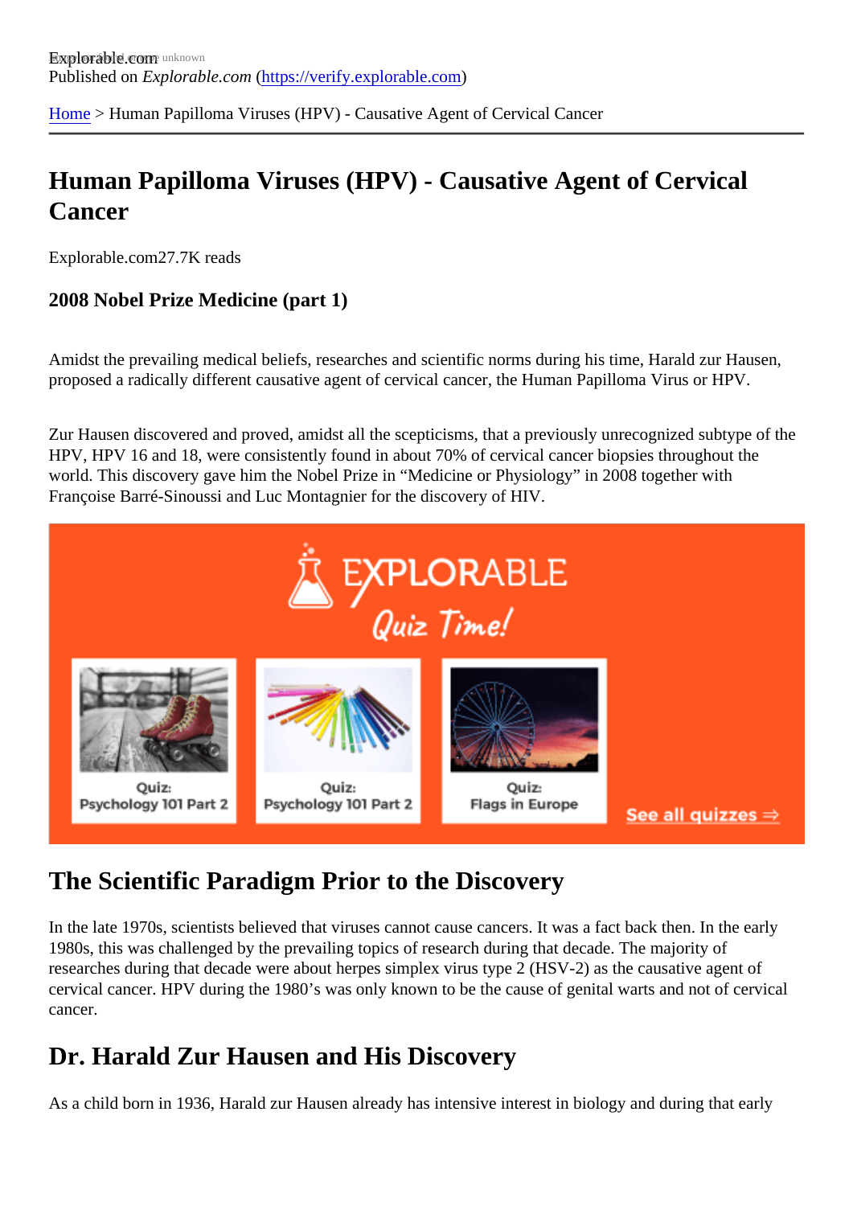Explorable.com

Published on *Explorable.com* (https://verify.explorable.com)

Home > Human Papilloma Viruses (HPV) - Causative Agent of Cervical Cancer

# Human Papilloma Viruses (HPV) - Causative Agent of Cervical Cancer

Explorable.com27.7K reads

### 2008 Nobel Prize Medicine (part 1)

Amidst the prevailing medical beliefs, researches and scientific norms during his time, Harald zur Hausen, proposed a radically different causative agent of cervical cancer, the Human Papilloma Virus or HPV.

Zur Hausen discovered and proved, amidst all the scepticisms, that a previously unrecognized subtype of the HPV, HPV 16 and 18, were consistently found in about 70% of cervical cancer biopsies throughout the world. This discovery gave him the Nobel Prize in "Medicine or Physiology" in 2008 together with Françoise Barré-Sinoussi and Luc Montagnier for the discovery of HIV.

## The Scientific Paradigm Prior to the Discovery

In the late 1970s, scientists believed that viruses cannot cause cancers. It was a fact back then. In the early 1980s, this was challenged by the prevailing topics of research during that decade. The majority of researches during that decade were about herpes simplex virus type 2 (HSV-2) as the causative agent of cervical cancer. HPV during the 1980's was only known to be the cause of genital warts and not of cervical cancer.

## Dr. Harald Zur Hausen and His Discovery

As a child born in 1936, Harald zur Hausen already has intensive interest in biology and during that early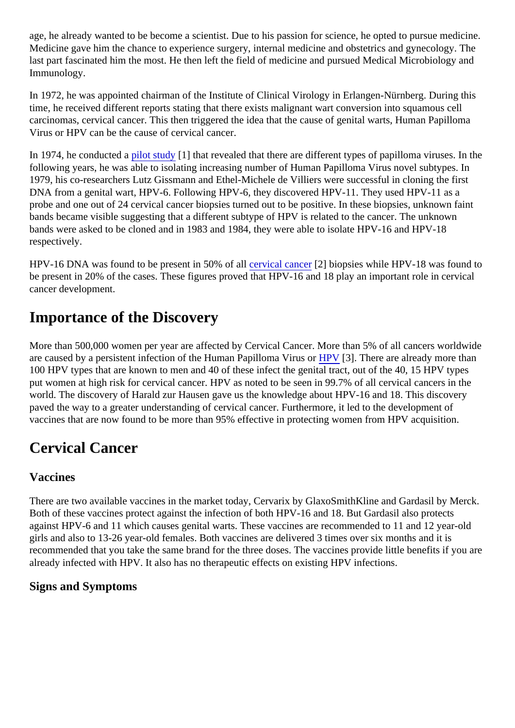age, he already wanted to be become a scientist. Due to his passion for science, he opted to pursue medicine. Medicine gave him the chance to experience surgery, internal medicine and obstetrics and gynecology. The last part fascinated him the most. He then left the field of medicine and pursued Medical Microbiology and Immunology.

In 1972, he was appointed chairman of the Institute of Clinical Virology in Erlangen-Nürnberg. During this time, he received different reports stating that there exists malignant wart conversion into squamous cell carcinomas, cervical cancer. This then triggered the idea that the cause of genital warts, Human Papilloma Virus or HPV can be the cause of cervical cancer.

In 1974, he conducted a pilot study [1] that revealed that there are different types of papilloma viruses. In the following years, he was able to isolating increasing number of Human Papilloma Virus novel subtypes. In 1979, his co-researchers Lutz Gissmann and Ethel-Michele de Villiers were successful in cloning the first DNA from a genital wart, HPV-6. Following HPV-6, they discovered HPV-11. They used HPV-11 as a probe and one out of 24 cervical cancer biopsies turned out to be positive. In these biopsies, unknown faint bands became visible suggesting that a different subtype of HPV is related to the cancer. The unknown bands were asked to be cloned and in 1983 and 1984, they were able to isolate HPV-16 and HPV-18 respectively.

HPV-16 DNA was found to be present in 50% of all cervical cancer [2] biopsies while HPV-18 was found to be present in 20% of the cases. These figures proved that HPV-16 and 18 play an important role in cervical cancer development.

## Importance of the Discovery

More than 500,000 women per year are affected by Cervical Cancer. More than 5% of all cancers worldwide are caused by a persistent infection of the Human Papilloma Virus or HPV [3]. There are already more than 100 HPV types that are known to men and 40 of these infect the genital tract, out of the 40, 15 HPV types put women at high risk for cervical cancer. HPV as noted to be seen in 99.7% of all cervical cancers in the world. The discovery of Harald zur Hausen gave us the knowledge about HPV-16 and 18. This discovery paved the way to a greater understanding of cervical cancer. Furthermore, it led to the development of vaccines that are now found to be more than 95% effective in protecting women from HPV acquisition.

## Cervical Cancer

### Vaccines

There are two available vaccines in the market today, Cervarix by GlaxoSmithKline and Gardasil by Merck. Both of these vaccines protect against the infection of both HPV-16 and 18. But Gardasil also protects against HPV-6 and 11 which causes genital warts. These vaccines are recommended to 11 and 12 year-old girls and also to 13-26 year-old females. Both vaccines are delivered 3 times over six months and it is recommended that you take the same brand for the three doses. The vaccines provide little benefits if you are already infected with HPV. It also has no therapeutic effects on existing HPV infections.

### Signs and Symptoms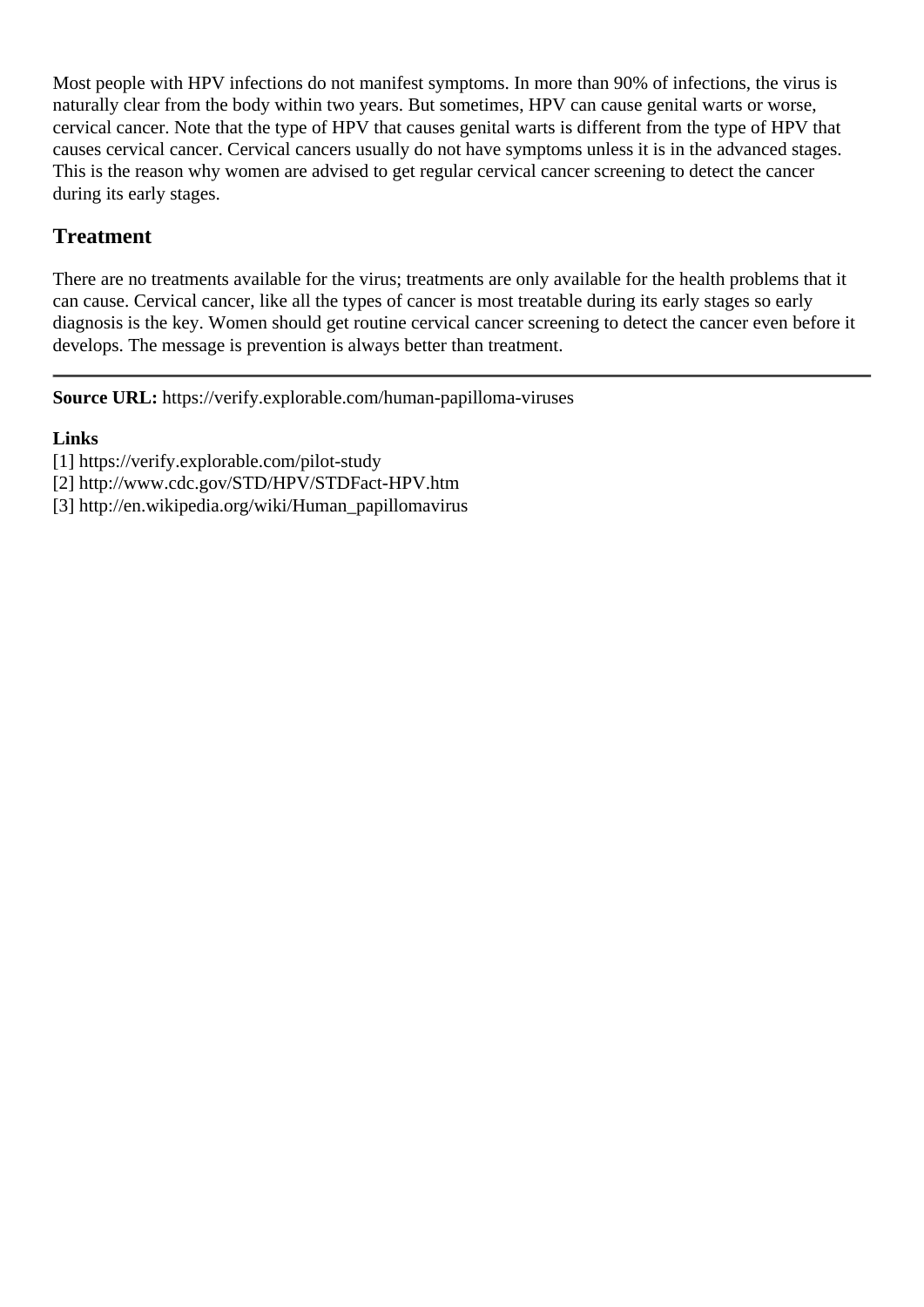Most people with HPV infections do not manifest symptoms. In more than 90% of infections, the virus is naturally clear from the body within two years. But sometimes, HPV can cause genital warts or worse, cervical cancer. Note that the type of HPV that causes genital warts is different from the type of HPV that causes cervical cancer. Cervical cancers usually do not have symptoms unless it is in the advanced stages. This is the reason why women are advised to get regular cervical cancer screening to detect the cancer during its early stages.

## Treatment

There are no treatments available for the virus; treatments are only available for the health problems that it can cause. Cervical cancer, like all the types of cancer is most treatable during its early stages so early diagnosis is the key. Women should get routine cervical cancer screening to detect the cancer even before it develops. The message is prevention is always better than treatment.

---

**Source URL:** https://verify.explorable.com/human-papilloma-viruses

**Links**
[1] https://verify.explorable.com/pilot-study
[2] http://www.cdc.gov/STD/HPV/STDFact-HPV.htm
[3] http://en.wikipedia.org/wiki/Human_papillomavirus